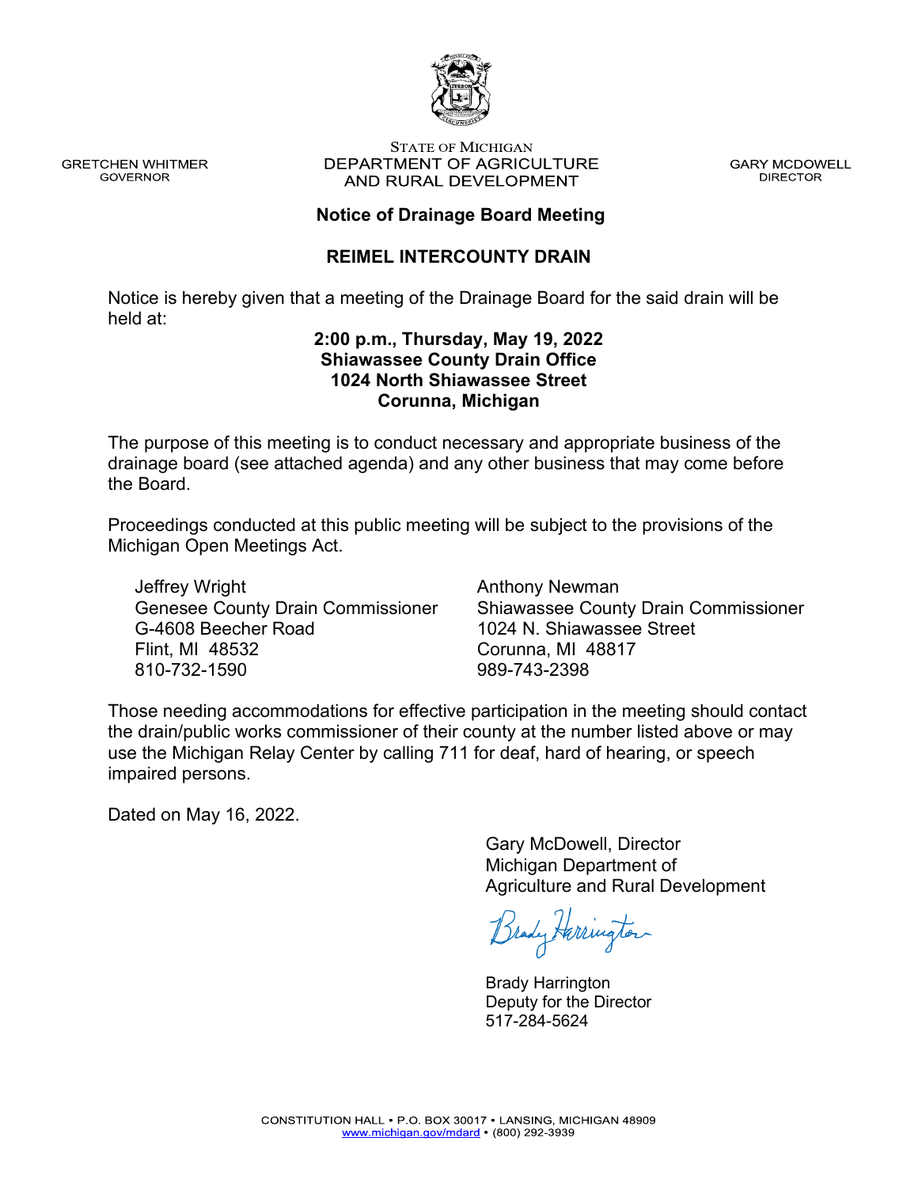GRETCHEN WHITMER
GOVERNOR

STATE OF MICHIGAN
DEPARTMENT OF AGRICULTURE
AND RURAL DEVELOPMENT

GARY MCDOWELL
DIRECTOR

## Notice of Drainage Board Meeting

## REIMEL INTERCOUNTY DRAIN

Notice is hereby given that a meeting of the Drainage Board for the said drain will be held at:

**2:00 p.m., Thursday, May 19, 2022**
**Shiawassee County Drain Office**
**1024 North Shiawassee Street**
**Corunna, Michigan**

The purpose of this meeting is to conduct necessary and appropriate business of the drainage board (see attached agenda) and any other business that may come before the Board.

Proceedings conducted at this public meeting will be subject to the provisions of the Michigan Open Meetings Act.

Jeffrey Wright
Genesee County Drain Commissioner
G-4608 Beecher Road
Flint, MI 48532
810-732-1590

Anthony Newman
Shiawassee County Drain Commissioner
1024 N. Shiawassee Street
Corunna, MI 48817
989-743-2398

Those needing accommodations for effective participation in the meeting should contact the drain/public works commissioner of their county at the number listed above or may use the Michigan Relay Center by calling 711 for deaf, hard of hearing, or speech impaired persons.

Dated on May 16, 2022.

Gary McDowell, Director
Michigan Department of
Agriculture and Rural Development

Brady Harrington

Brady Harrington
Deputy for the Director
517-284-5624

CONSTITUTION HALL • P.O. BOX 30017 • LANSING, MICHIGAN 48909
www.michigan.gov/mdard • (800) 292-3939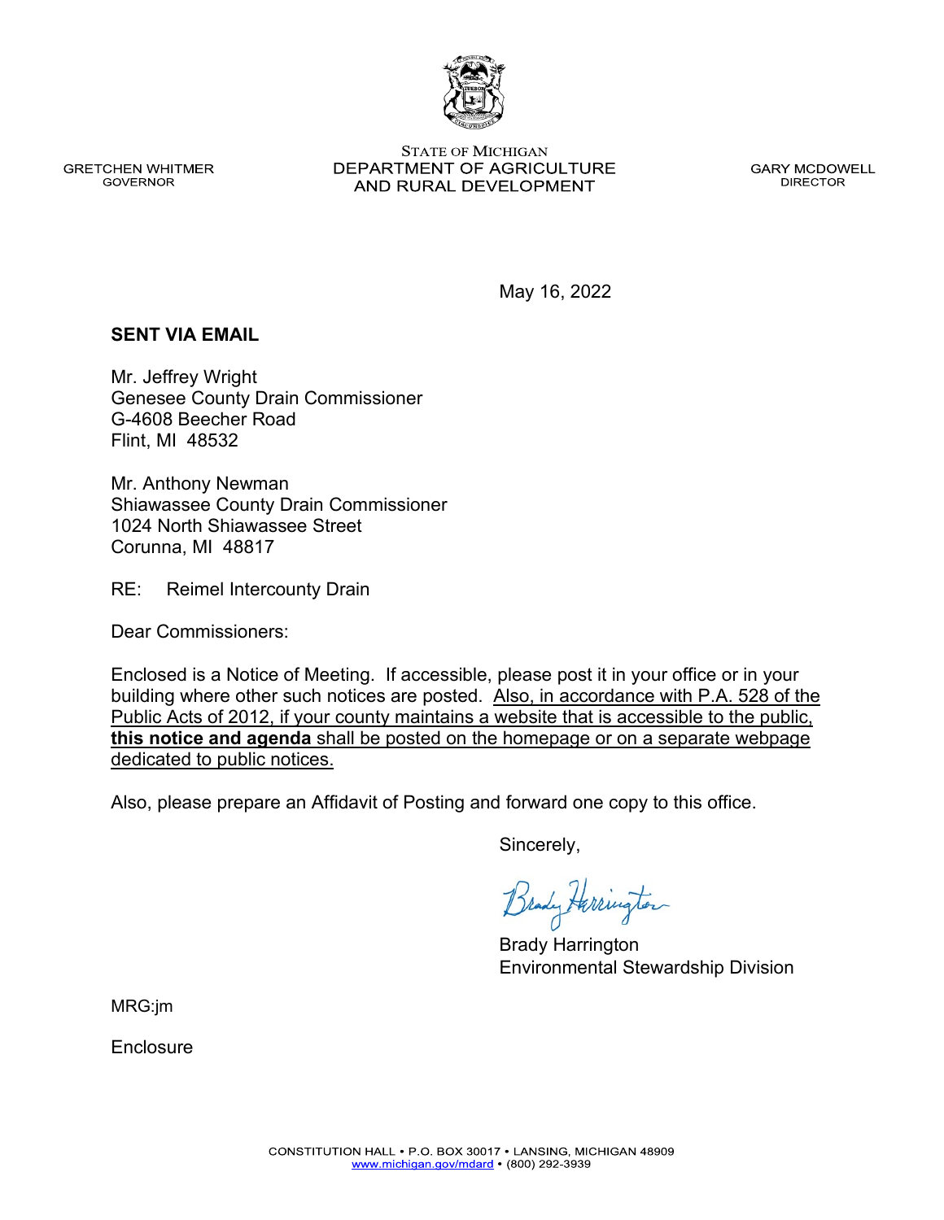GRETCHEN WHITMER
GOVERNOR

STATE OF MICHIGAN
DEPARTMENT OF AGRICULTURE
AND RURAL DEVELOPMENT

GARY MCDOWELL
DIRECTOR

May 16, 2022

**SENT VIA EMAIL**

Mr. Jeffrey Wright
Genesee County Drain Commissioner
G-4608 Beecher Road
Flint, MI 48532

Mr. Anthony Newman
Shiawassee County Drain Commissioner
1024 North Shiawassee Street
Corunna, MI 48817

RE: Reimel Intercounty Drain

Dear Commissioners:

Enclosed is a Notice of Meeting. If accessible, please post it in your office or in your building where other such notices are posted. Also, in accordance with P.A. 528 of the Public Acts of 2012, if your county maintains a website that is accessible to the public, **this notice and agenda** shall be posted on the homepage or on a separate webpage dedicated to public notices.

Also, please prepare an Affidavit of Posting and forward one copy to this office.

Sincerely,

Brady Harrington
Environmental Stewardship Division

MRG:jm

Enclosure

CONSTITUTION HALL • P.O. BOX 30017 • LANSING, MICHIGAN 48909
www.michigan.gov/mdard • (800) 292-3939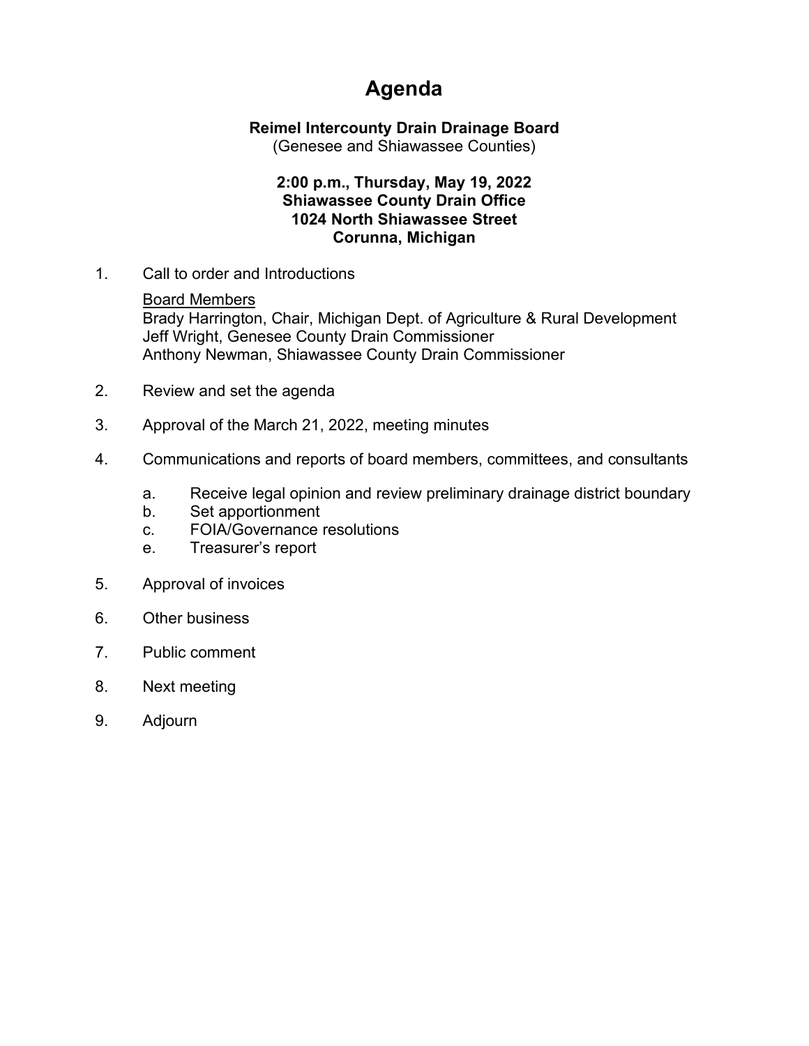# Agenda

**Reimel Intercounty Drain Drainage Board**
(Genesee and Shiawassee Counties)

**2:00 p.m., Thursday, May 19, 2022**
**Shiawassee County Drain Office**
**1024 North Shiawassee Street**
**Corunna, Michigan**

1. Call to order and Introductions

   Board Members
   Brady Harrington, Chair, Michigan Dept. of Agriculture & Rural Development
   Jeff Wright, Genesee County Drain Commissioner
   Anthony Newman, Shiawassee County Drain Commissioner

2. Review and set the agenda

3. Approval of the March 21, 2022, meeting minutes

4. Communications and reports of board members, committees, and consultants

   a. Receive legal opinion and review preliminary drainage district boundary
   b. Set apportionment
   c. FOIA/Governance resolutions
   e. Treasurer's report

5. Approval of invoices

6. Other business

7. Public comment

8. Next meeting

9. Adjourn